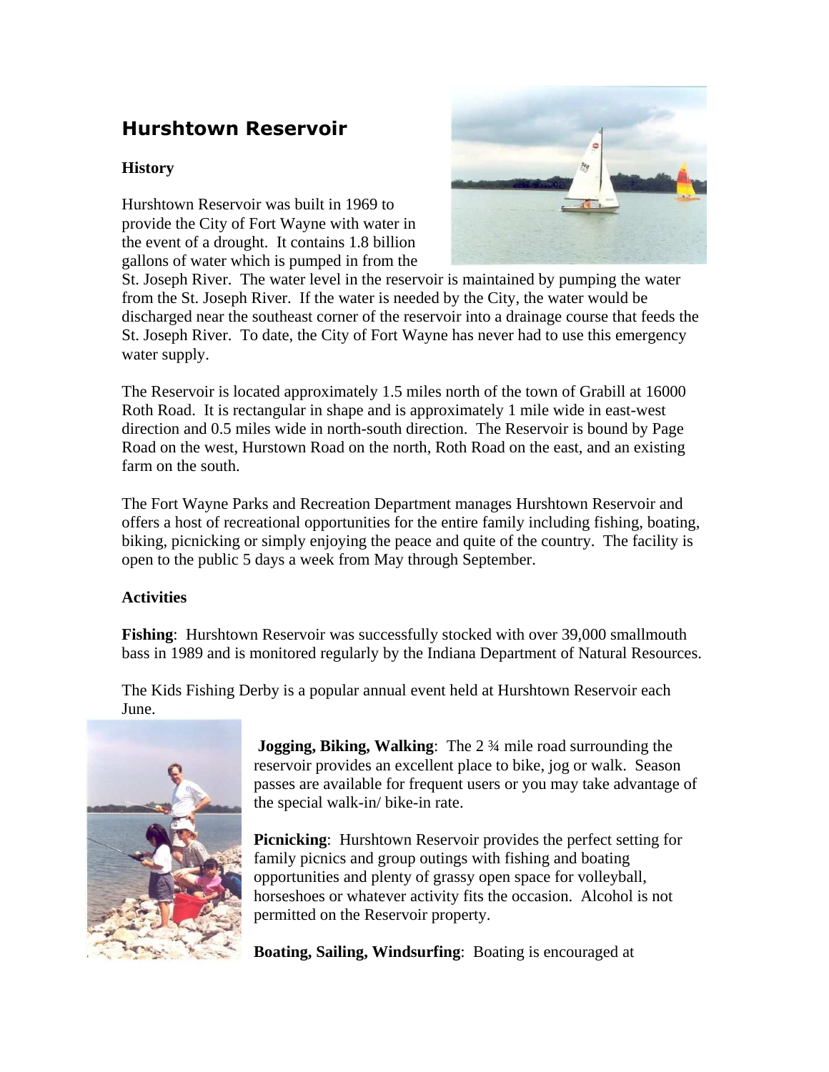# Hurshtown Reservoir

**History**

Hurshtown Reservoir was built in 1969 to provide the City of Fort Wayne with water in the event of a drought. It contains 1.8 billion gallons of water which is pumped in from the St. Joseph River. The water level in the reservoir is maintained by pumping the water from the St. Joseph River. If the water is needed by the City, the water would be discharged near the southeast corner of the reservoir into a drainage course that feeds the St. Joseph River. To date, the City of Fort Wayne has never had to use this emergency water supply.

The Reservoir is located approximately 1.5 miles north of the town of Grabill at 16000 Roth Road. It is rectangular in shape and is approximately 1 mile wide in east-west direction and 0.5 miles wide in north-south direction. The Reservoir is bound by Page Road on the west, Hurstown Road on the north, Roth Road on the east, and an existing farm on the south.

The Fort Wayne Parks and Recreation Department manages Hurshtown Reservoir and offers a host of recreational opportunities for the entire family including fishing, boating, biking, picnicking or simply enjoying the peace and quite of the country. The facility is open to the public 5 days a week from May through September.

**Activities**

**Fishing**: Hurshtown Reservoir was successfully stocked with over 39,000 smallmouth bass in 1989 and is monitored regularly by the Indiana Department of Natural Resources.

The Kids Fishing Derby is a popular annual event held at Hurshtown Reservoir each June.

**Jogging, Biking, Walking**: The 2 ¾ mile road surrounding the reservoir provides an excellent place to bike, jog or walk. Season passes are available for frequent users or you may take advantage of the special walk-in/ bike-in rate.

**Picnicking**: Hurshtown Reservoir provides the perfect setting for family picnics and group outings with fishing and boating opportunities and plenty of grassy open space for volleyball, horseshoes or whatever activity fits the occasion. Alcohol is not permitted on the Reservoir property.

**Boating, Sailing, Windsurfing**: Boating is encouraged at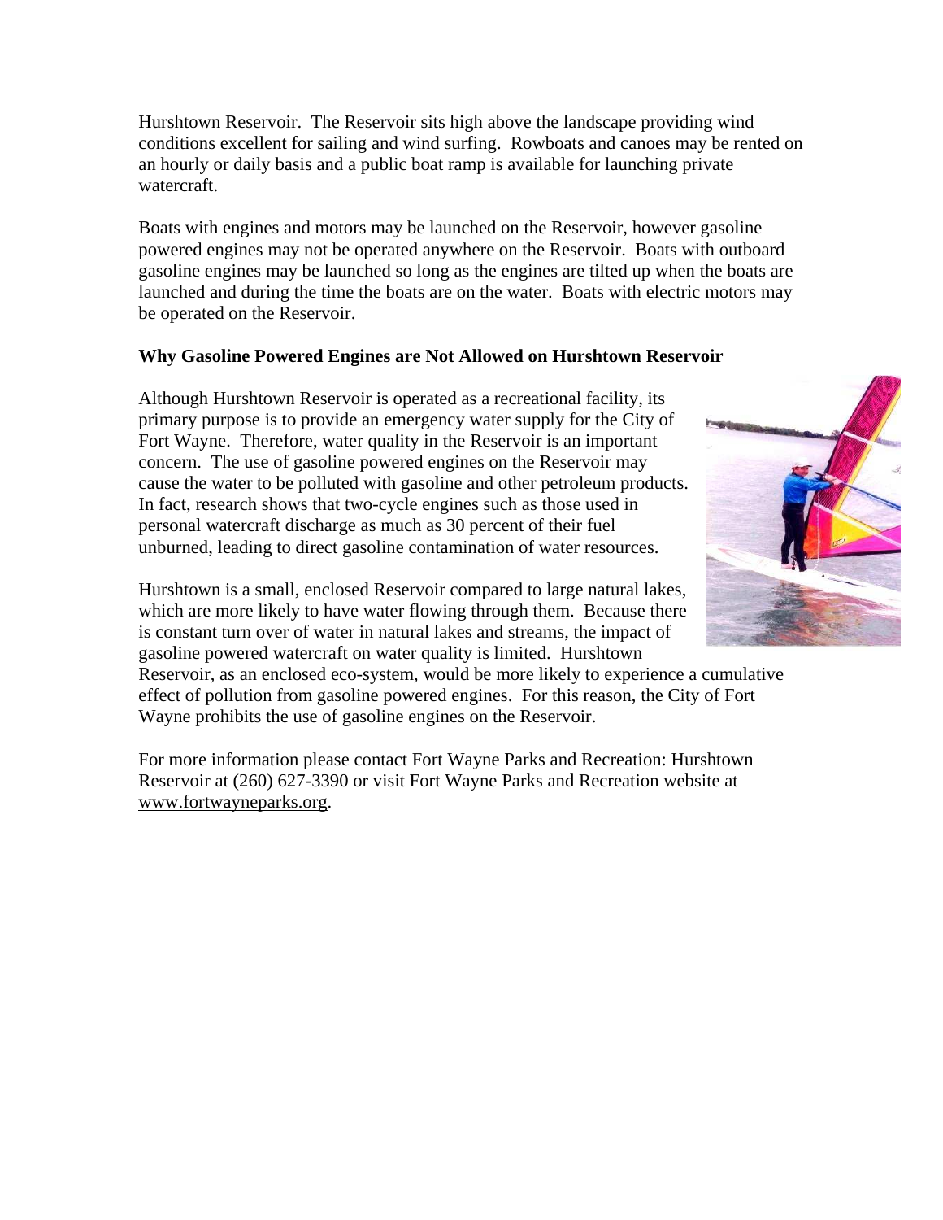Hurshtown Reservoir. The Reservoir sits high above the landscape providing wind conditions excellent for sailing and wind surfing. Rowboats and canoes may be rented on an hourly or daily basis and a public boat ramp is available for launching private watercraft.

Boats with engines and motors may be launched on the Reservoir, however gasoline powered engines may not be operated anywhere on the Reservoir. Boats with outboard gasoline engines may be launched so long as the engines are tilted up when the boats are launched and during the time the boats are on the water. Boats with electric motors may be operated on the Reservoir.

**Why Gasoline Powered Engines are Not Allowed on Hurshtown Reservoir**

Although Hurshtown Reservoir is operated as a recreational facility, its primary purpose is to provide an emergency water supply for the City of Fort Wayne. Therefore, water quality in the Reservoir is an important concern. The use of gasoline powered engines on the Reservoir may cause the water to be polluted with gasoline and other petroleum products. In fact, research shows that two-cycle engines such as those used in personal watercraft discharge as much as 30 percent of their fuel unburned, leading to direct gasoline contamination of water resources.

Hurshtown is a small, enclosed Reservoir compared to large natural lakes, which are more likely to have water flowing through them. Because there is constant turn over of water in natural lakes and streams, the impact of gasoline powered watercraft on water quality is limited. Hurshtown Reservoir, as an enclosed eco-system, would be more likely to experience a cumulative effect of pollution from gasoline powered engines. For this reason, the City of Fort Wayne prohibits the use of gasoline engines on the Reservoir.

For more information please contact Fort Wayne Parks and Recreation: Hurshtown Reservoir at (260) 627-3390 or visit Fort Wayne Parks and Recreation website at www.fortwayneparks.org.